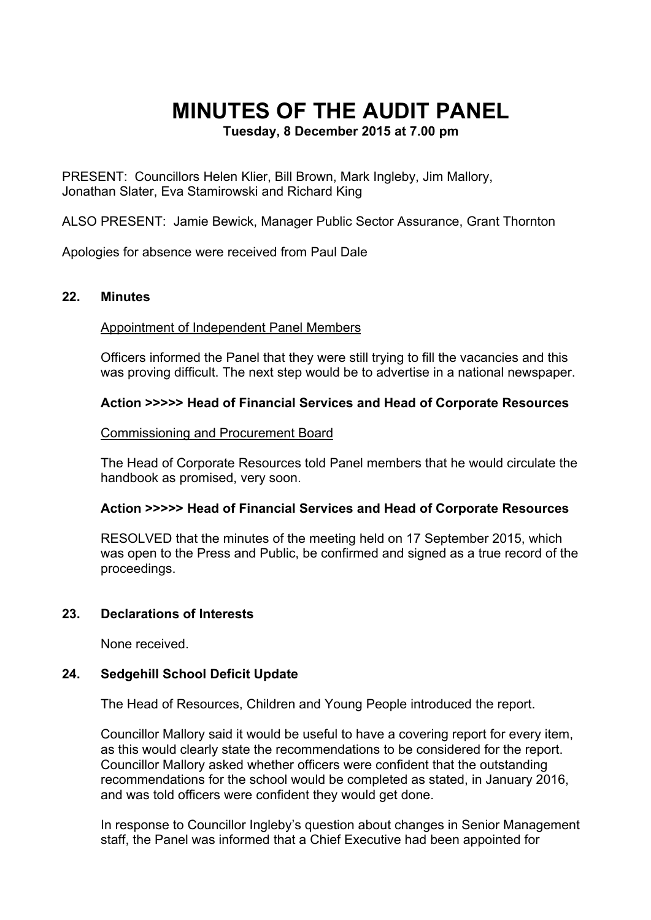# MINUTES OF THE AUDIT PANEL

**Tuesday, 8 December 2015 at 7.00 pm**

PRESENT: Councillors Helen Klier, Bill Brown, Mark Ingleby, Jim Mallory, Jonathan Slater, Eva Stamirowski and Richard King

ALSO PRESENT: Jamie Bewick, Manager Public Sector Assurance, Grant Thornton

Apologies for absence were received from Paul Dale

## 22. Minutes

Appointment of Independent Panel Members

Officers informed the Panel that they were still trying to fill the vacancies and this was proving difficult. The next step would be to advertise in a national newspaper.

**Action >>>>> Head of Financial Services and Head of Corporate Resources**

Commissioning and Procurement Board

The Head of Corporate Resources told Panel members that he would circulate the handbook as promised, very soon.

**Action >>>>> Head of Financial Services and Head of Corporate Resources**

RESOLVED that the minutes of the meeting held on 17 September 2015, which was open to the Press and Public, be confirmed and signed as a true record of the proceedings.

## 23. Declarations of Interests

None received.

## 24. Sedgehill School Deficit Update

The Head of Resources, Children and Young People introduced the report.

Councillor Mallory said it would be useful to have a covering report for every item, as this would clearly state the recommendations to be considered for the report. Councillor Mallory asked whether officers were confident that the outstanding recommendations for the school would be completed as stated, in January 2016, and was told officers were confident they would get done.

In response to Councillor Ingleby's question about changes in Senior Management staff, the Panel was informed that a Chief Executive had been appointed for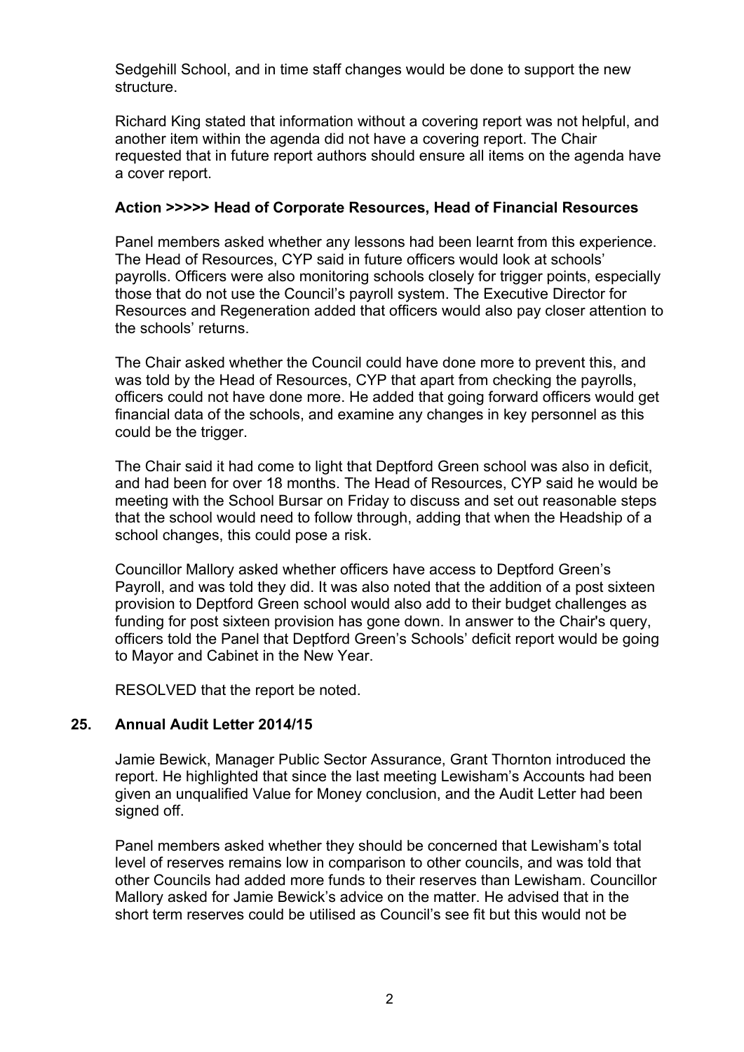Sedgehill School, and in time staff changes would be done to support the new structure.

Richard King stated that information without a covering report was not helpful, and another item within the agenda did not have a covering report. The Chair requested that in future report authors should ensure all items on the agenda have a cover report.

**Action >>>>> Head of Corporate Resources, Head of Financial Resources**

Panel members asked whether any lessons had been learnt from this experience. The Head of Resources, CYP said in future officers would look at schools' payrolls. Officers were also monitoring schools closely for trigger points, especially those that do not use the Council's payroll system. The Executive Director for Resources and Regeneration added that officers would also pay closer attention to the schools' returns.

The Chair asked whether the Council could have done more to prevent this, and was told by the Head of Resources, CYP that apart from checking the payrolls, officers could not have done more. He added that going forward officers would get financial data of the schools, and examine any changes in key personnel as this could be the trigger.

The Chair said it had come to light that Deptford Green school was also in deficit, and had been for over 18 months. The Head of Resources, CYP said he would be meeting with the School Bursar on Friday to discuss and set out reasonable steps that the school would need to follow through, adding that when the Headship of a school changes, this could pose a risk.

Councillor Mallory asked whether officers have access to Deptford Green's Payroll, and was told they did. It was also noted that the addition of a post sixteen provision to Deptford Green school would also add to their budget challenges as funding for post sixteen provision has gone down. In answer to the Chair's query, officers told the Panel that Deptford Green's Schools' deficit report would be going to Mayor and Cabinet in the New Year.

RESOLVED that the report be noted.

## 25. Annual Audit Letter 2014/15

Jamie Bewick, Manager Public Sector Assurance, Grant Thornton introduced the report. He highlighted that since the last meeting Lewisham's Accounts had been given an unqualified Value for Money conclusion, and the Audit Letter had been signed off.

Panel members asked whether they should be concerned that Lewisham's total level of reserves remains low in comparison to other councils, and was told that other Councils had added more funds to their reserves than Lewisham. Councillor Mallory asked for Jamie Bewick's advice on the matter. He advised that in the short term reserves could be utilised as Council's see fit but this would not be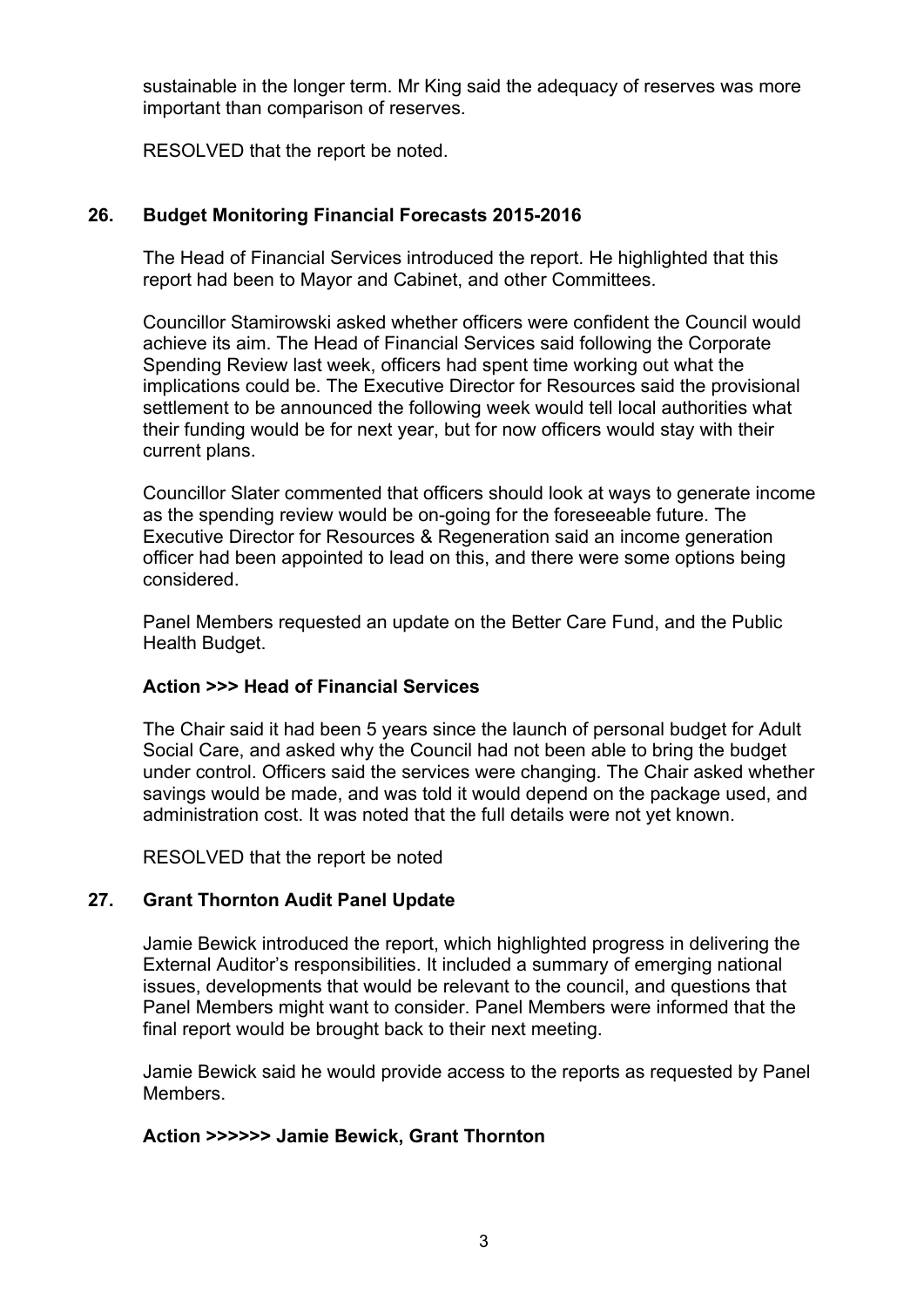sustainable in the longer term. Mr King said the adequacy of reserves was more important than comparison of reserves.

RESOLVED that the report be noted.

## 26. Budget Monitoring Financial Forecasts 2015-2016

The Head of Financial Services introduced the report. He highlighted that this report had been to Mayor and Cabinet, and other Committees.

Councillor Stamirowski asked whether officers were confident the Council would achieve its aim. The Head of Financial Services said following the Corporate Spending Review last week, officers had spent time working out what the implications could be. The Executive Director for Resources said the provisional settlement to be announced the following week would tell local authorities what their funding would be for next year, but for now officers would stay with their current plans.

Councillor Slater commented that officers should look at ways to generate income as the spending review would be on-going for the foreseeable future. The Executive Director for Resources & Regeneration said an income generation officer had been appointed to lead on this, and there were some options being considered.

Panel Members requested an update on the Better Care Fund, and the Public Health Budget.

**Action >>> Head of Financial Services**

The Chair said it had been 5 years since the launch of personal budget for Adult Social Care, and asked why the Council had not been able to bring the budget under control. Officers said the services were changing. The Chair asked whether savings would be made, and was told it would depend on the package used, and administration cost. It was noted that the full details were not yet known.

RESOLVED that the report be noted

## 27. Grant Thornton Audit Panel Update

Jamie Bewick introduced the report, which highlighted progress in delivering the External Auditor's responsibilities. It included a summary of emerging national issues, developments that would be relevant to the council, and questions that Panel Members might want to consider. Panel Members were informed that the final report would be brought back to their next meeting.

Jamie Bewick said he would provide access to the reports as requested by Panel Members.

**Action >>>>>> Jamie Bewick, Grant Thornton**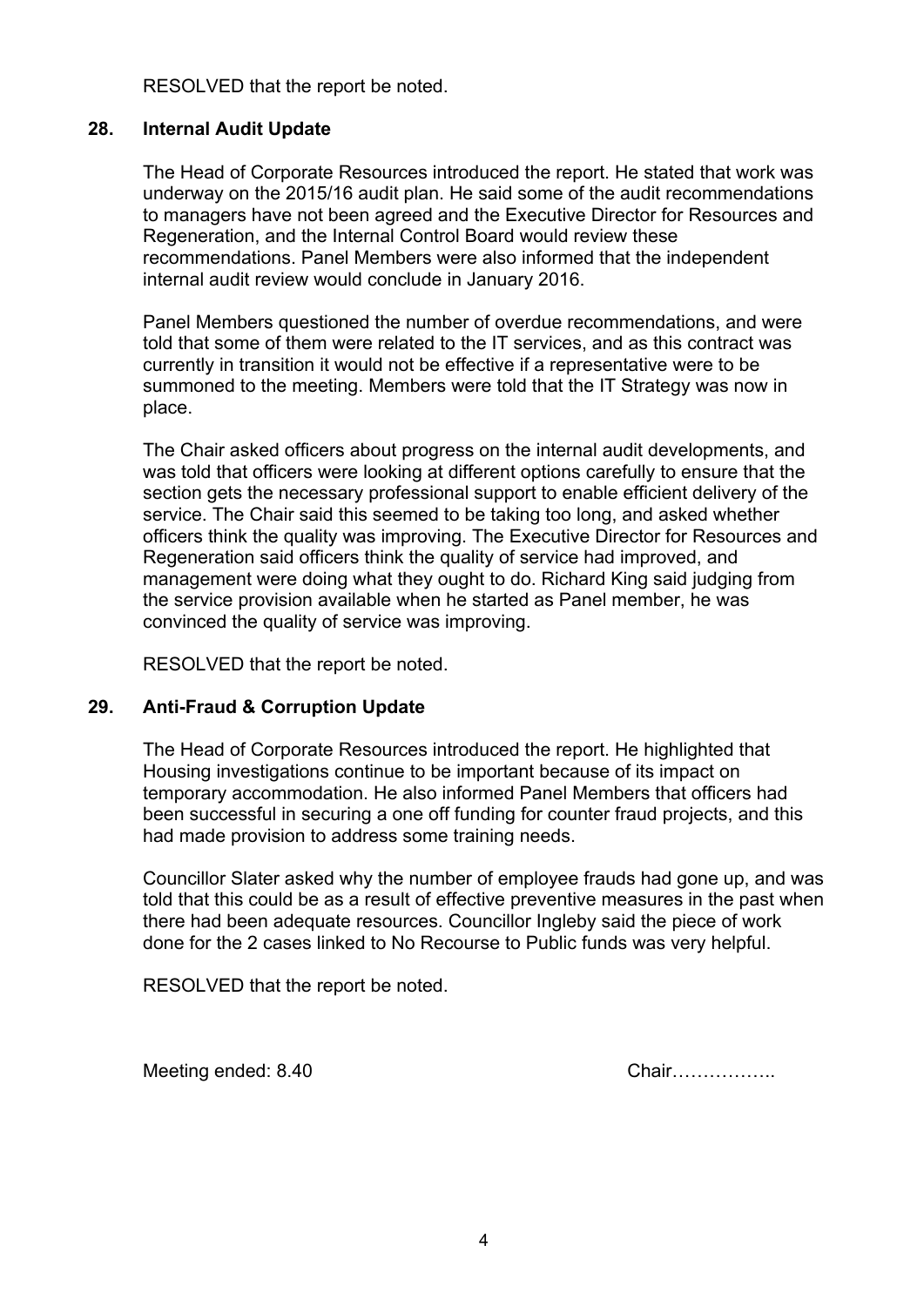RESOLVED that the report be noted.

## 28. Internal Audit Update

The Head of Corporate Resources introduced the report. He stated that work was underway on the 2015/16 audit plan. He said some of the audit recommendations to managers have not been agreed and the Executive Director for Resources and Regeneration, and the Internal Control Board would review these recommendations. Panel Members were also informed that the independent internal audit review would conclude in January 2016.

Panel Members questioned the number of overdue recommendations, and were told that some of them were related to the IT services, and as this contract was currently in transition it would not be effective if a representative were to be summoned to the meeting. Members were told that the IT Strategy was now in place.

The Chair asked officers about progress on the internal audit developments, and was told that officers were looking at different options carefully to ensure that the section gets the necessary professional support to enable efficient delivery of the service. The Chair said this seemed to be taking too long, and asked whether officers think the quality was improving. The Executive Director for Resources and Regeneration said officers think the quality of service had improved, and management were doing what they ought to do. Richard King said judging from the service provision available when he started as Panel member, he was convinced the quality of service was improving.

RESOLVED that the report be noted.

## 29. Anti-Fraud & Corruption Update

The Head of Corporate Resources introduced the report. He highlighted that Housing investigations continue to be important because of its impact on temporary accommodation. He also informed Panel Members that officers had been successful in securing a one off funding for counter fraud projects, and this had made provision to address some training needs.

Councillor Slater asked why the number of employee frauds had gone up, and was told that this could be as a result of effective preventive measures in the past when there had been adequate resources. Councillor Ingleby said the piece of work done for the 2 cases linked to No Recourse to Public funds was very helpful.

RESOLVED that the report be noted.

Meeting ended: 8.40 Chair……………..